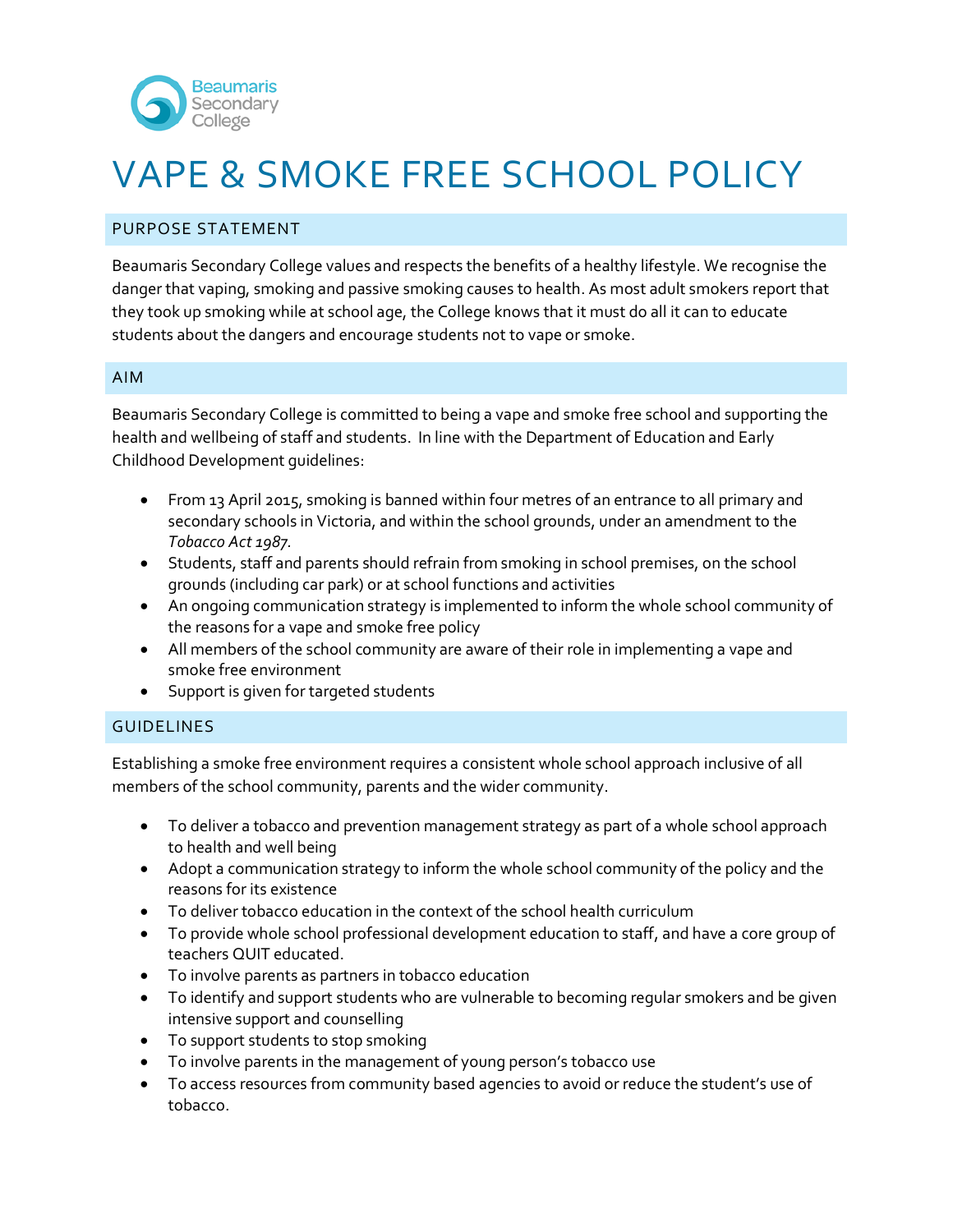Beaumaris Secondary College

# VAPE & SMOKE FREE SCHOOL POLICY

## PURPOSE STATEMENT

Beaumaris Secondary College values and respects the benefits of a healthy lifestyle. We recognise the danger that vaping, smoking and passive smoking causes to health. As most adult smokers report that they took up smoking while at school age, the College knows that it must do all it can to educate students about the dangers and encourage students not to vape or smoke.

## AIM

Beaumaris Secondary College is committed to being a vape and smoke free school and supporting the health and wellbeing of staff and students. In line with the Department of Education and Early Childhood Development guidelines:

- From 13 April 2015, smoking is banned within four metres of an entrance to all primary and secondary schools in Victoria, and within the school grounds, under an amendment to the *Tobacco Act 1987*.
- Students, staff and parents should refrain from smoking in school premises, on the school grounds (including car park) or at school functions and activities
- An ongoing communication strategy is implemented to inform the whole school community of the reasons for a vape and smoke free policy
- All members of the school community are aware of their role in implementing a vape and smoke free environment
- Support is given for targeted students

## GUIDELINES

Establishing a smoke free environment requires a consistent whole school approach inclusive of all members of the school community, parents and the wider community.

- To deliver a tobacco and prevention management strategy as part of a whole school approach to health and well being
- Adopt a communication strategy to inform the whole school community of the policy and the reasons for its existence
- To deliver tobacco education in the context of the school health curriculum
- To provide whole school professional development education to staff, and have a core group of teachers QUIT educated.
- To involve parents as partners in tobacco education
- To identify and support students who are vulnerable to becoming regular smokers and be given intensive support and counselling
- To support students to stop smoking
- To involve parents in the management of young person's tobacco use
- To access resources from community based agencies to avoid or reduce the student's use of tobacco.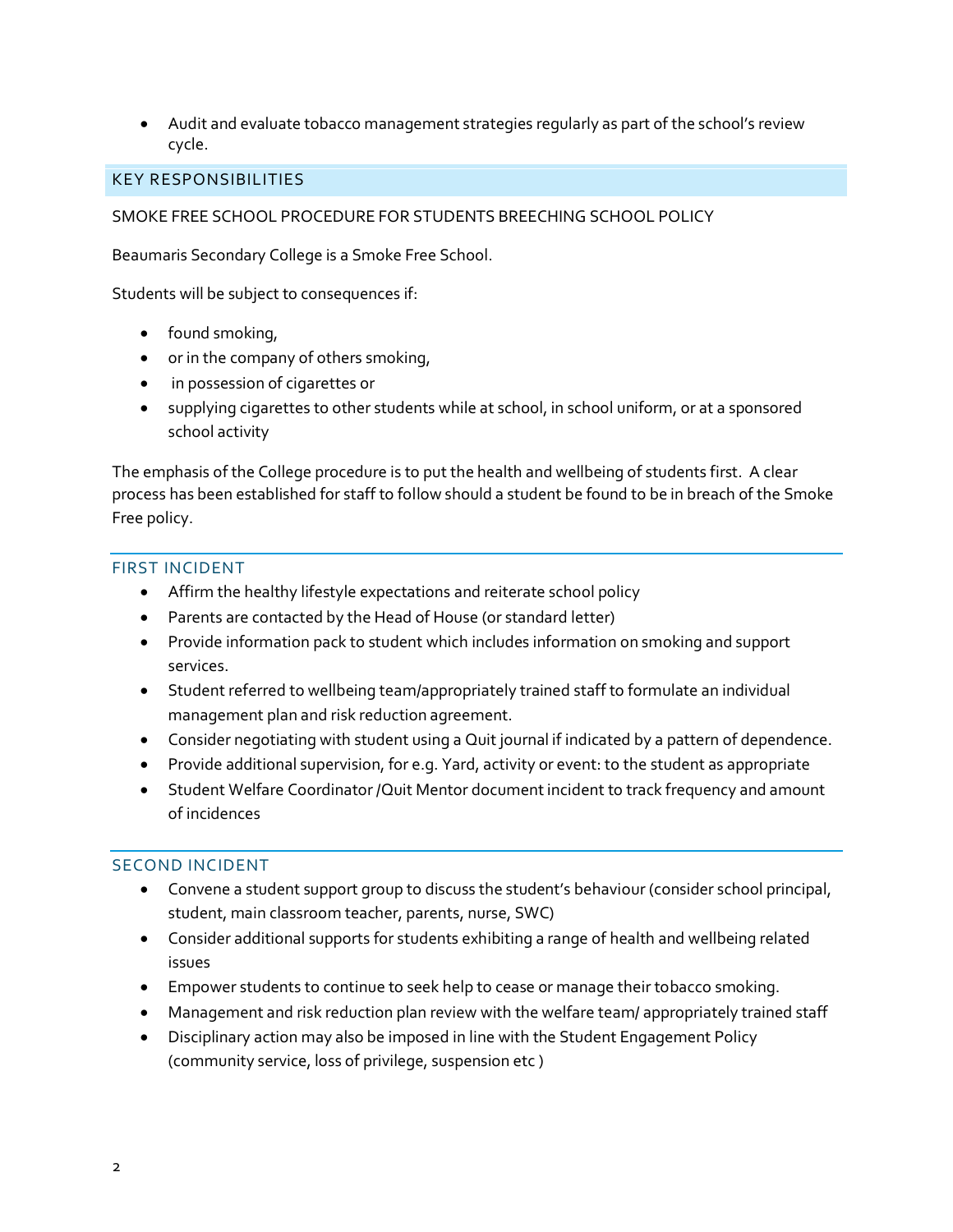- Audit and evaluate tobacco management strategies regularly as part of the school's review cycle.

## KEY RESPONSIBILITIES

SMOKE FREE SCHOOL PROCEDURE FOR STUDENTS BREECHING SCHOOL POLICY

Beaumaris Secondary College is a Smoke Free School.

Students will be subject to consequences if:

- found smoking,
- or in the company of others smoking,
- in possession of cigarettes or
- supplying cigarettes to other students while at school, in school uniform, or at a sponsored school activity

The emphasis of the College procedure is to put the health and wellbeing of students first. A clear process has been established for staff to follow should a student be found to be in breach of the Smoke Free policy.

### FIRST INCIDENT

- Affirm the healthy lifestyle expectations and reiterate school policy
- Parents are contacted by the Head of House (or standard letter)
- Provide information pack to student which includes information on smoking and support services.
- Student referred to wellbeing team/appropriately trained staff to formulate an individual management plan and risk reduction agreement.
- Consider negotiating with student using a Quit journal if indicated by a pattern of dependence.
- Provide additional supervision, for e.g. Yard, activity or event: to the student as appropriate
- Student Welfare Coordinator /Quit Mentor document incident to track frequency and amount of incidences

### SECOND INCIDENT

- Convene a student support group to discuss the student's behaviour (consider school principal, student, main classroom teacher, parents, nurse, SWC)
- Consider additional supports for students exhibiting a range of health and wellbeing related issues
- Empower students to continue to seek help to cease or manage their tobacco smoking.
- Management and risk reduction plan review with the welfare team/ appropriately trained staff
- Disciplinary action may also be imposed in line with the Student Engagement Policy (community service, loss of privilege, suspension etc )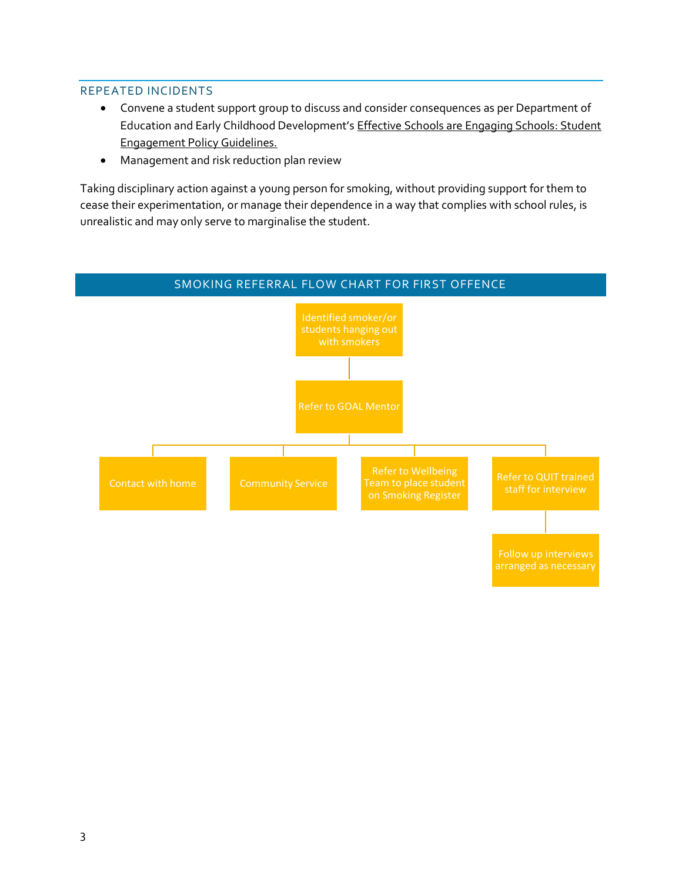## REPEATED INCIDENTS

- Convene a student support group to discuss and consider consequences as per Department of Education and Early Childhood Development's Effective Schools are Engaging Schools: Student Engagement Policy Guidelines.
- Management and risk reduction plan review

Taking disciplinary action against a young person for smoking, without providing support for them to cease their experimentation, or manage their dependence in a way that complies with school rules, is unrealistic and may only serve to marginalise the student.

## SMOKING REFERRAL FLOW CHART FOR FIRST OFFENCE

Identified smoker/or students hanging out with smokers

Refer to GOAL Mentor

- Contact with home
- Community Service
- Refer to Wellbeing Team to place student on Smoking Register
- Refer to QUIT trained staff for interview
  - Follow up interviews arranged as necessary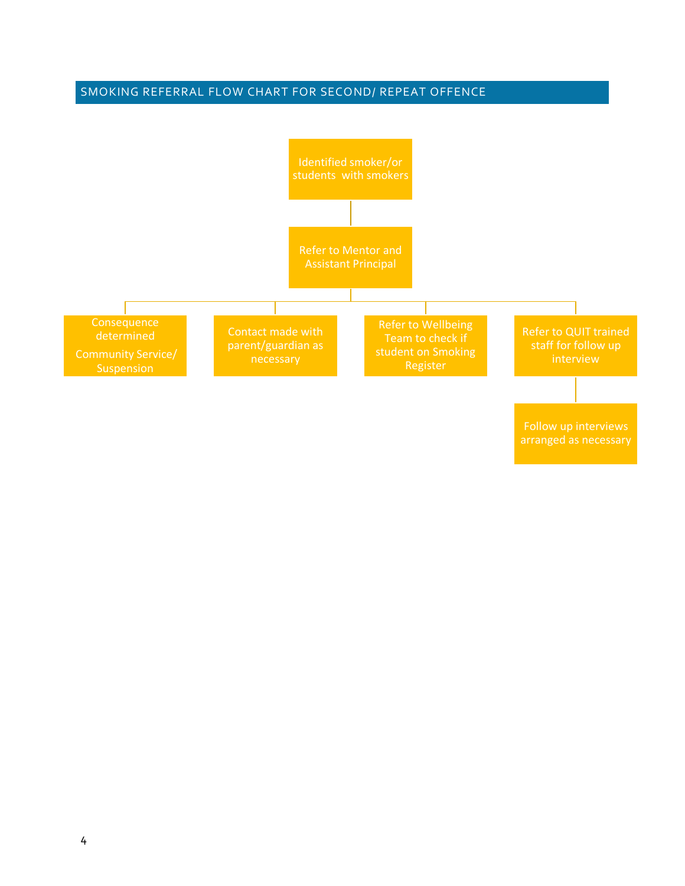## SMOKING REFERRAL FLOW CHART FOR SECOND/ REPEAT OFFENCE

Identified smoker/or students with smokers

Refer to Mentor and Assistant Principal

- Consequence determined

  Community Service/ Suspension

- Contact made with parent/guardian as necessary

- Refer to Wellbeing Team to check if student on Smoking Register

- Refer to QUIT trained staff for follow up interview
  - Follow up interviews arranged as necessary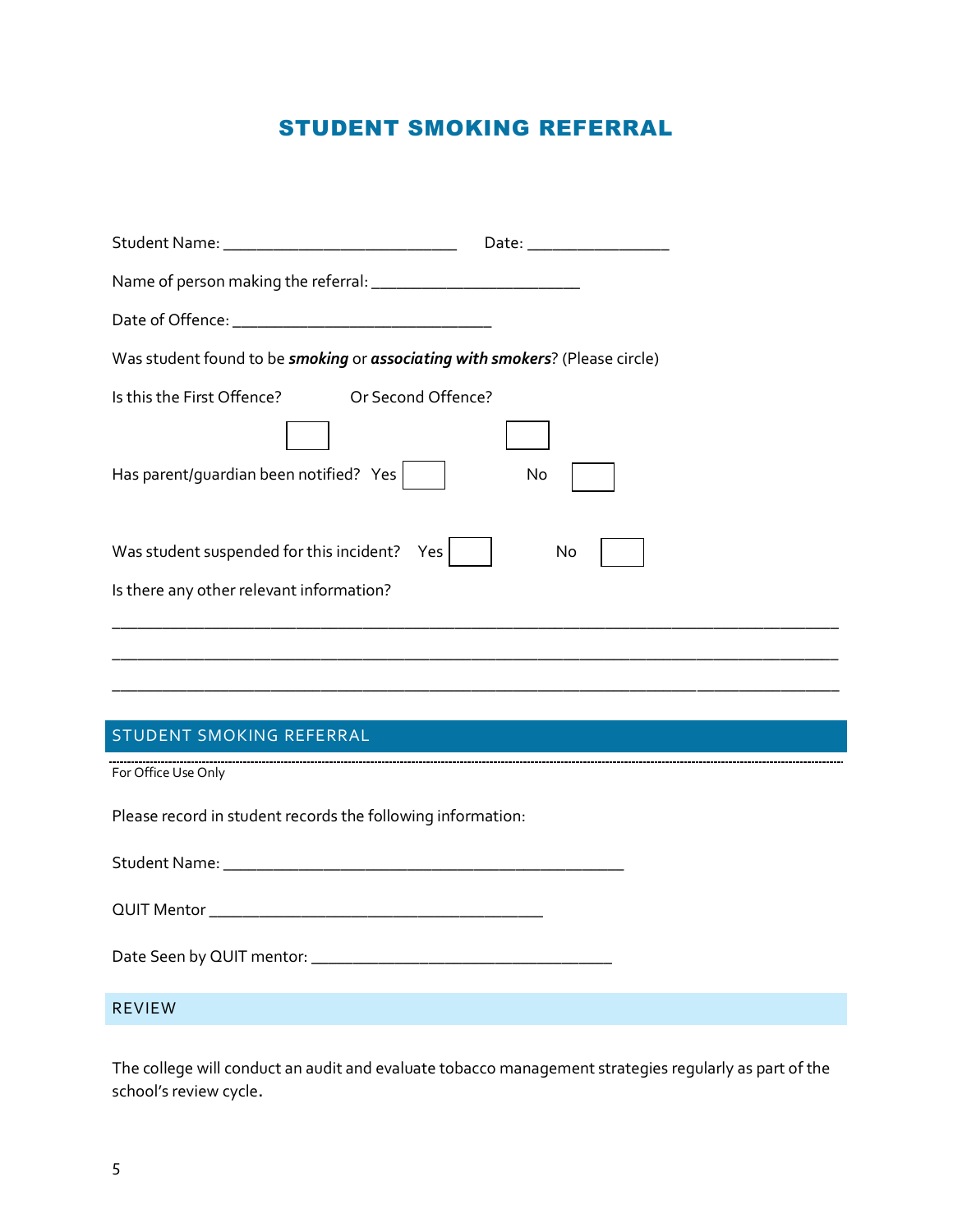# STUDENT SMOKING REFERRAL

Student Name: ___________________________ Date: ________________

Name of person making the referral: ________________________

Date of Offence: ______________________________

Was student found to be ***smoking*** or ***associating with smokers***? (Please circle)

Is this the First Offence? ☐ Or Second Offence? ☐

Has parent/guardian been notified? Yes ☐ No ☐

Was student suspended for this incident? Yes ☐ No ☐

Is there any other relevant information?

___________________________________________________________________________________

___________________________________________________________________________________

___________________________________________________________________________________

## STUDENT SMOKING REFERRAL

For Office Use Only

Please record in student records the following information:

Student Name: ______________________________________________

QUIT Mentor ______________________________________

Date Seen by QUIT mentor: ___________________________________

## REVIEW

The college will conduct an audit and evaluate tobacco management strategies regularly as part of the school's review cycle.